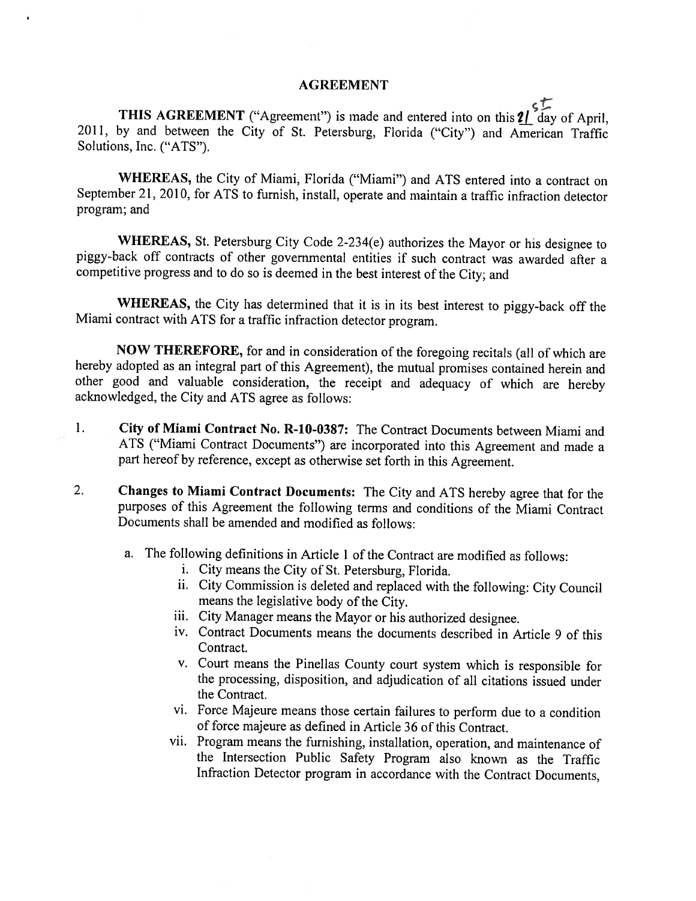# AGREEMENT

**THIS AGREEMENT** ("Agreement") is made and entered into on this 21st day of April, 2011, by and between the City of St. Petersburg, Florida ("City") and American Traffic Solutions, Inc. ("ATS").

**WHEREAS,** the City of Miami, Florida ("Miami") and ATS entered into a contract on September 21, 2010, for ATS to furnish, install, operate and maintain a traffic infraction detector program; and

**WHEREAS,** St. Petersburg City Code 2-234(e) authorizes the Mayor or his designee to piggy-back off contracts of other governmental entities if such contract was awarded after a competitive progress and to do so is deemed in the best interest of the City; and

**WHEREAS,** the City has determined that it is in its best interest to piggy-back off the Miami contract with ATS for a traffic infraction detector program.

**NOW THEREFORE,** for and in consideration of the foregoing recitals (all of which are hereby adopted as an integral part of this Agreement), the mutual promises contained herein and other good and valuable consideration, the receipt and adequacy of which are hereby acknowledged, the City and ATS agree as follows:

1. **City of Miami Contract No. R-10-0387:** The Contract Documents between Miami and ATS ("Miami Contract Documents") are incorporated into this Agreement and made a part hereof by reference, except as otherwise set forth in this Agreement.

2. **Changes to Miami Contract Documents:** The City and ATS hereby agree that for the purposes of this Agreement the following terms and conditions of the Miami Contract Documents shall be amended and modified as follows:

   a. The following definitions in Article 1 of the Contract are modified as follows:
      i. City means the City of St. Petersburg, Florida.
      ii. City Commission is deleted and replaced with the following: City Council means the legislative body of the City.
      iii. City Manager means the Mayor or his authorized designee.
      iv. Contract Documents means the documents described in Article 9 of this Contract.
      v. Court means the Pinellas County court system which is responsible for the processing, disposition, and adjudication of all citations issued under the Contract.
      vi. Force Majeure means those certain failures to perform due to a condition of force majeure as defined in Article 36 of this Contract.
      vii. Program means the furnishing, installation, operation, and maintenance of the Intersection Public Safety Program also known as the Traffic Infraction Detector program in accordance with the Contract Documents,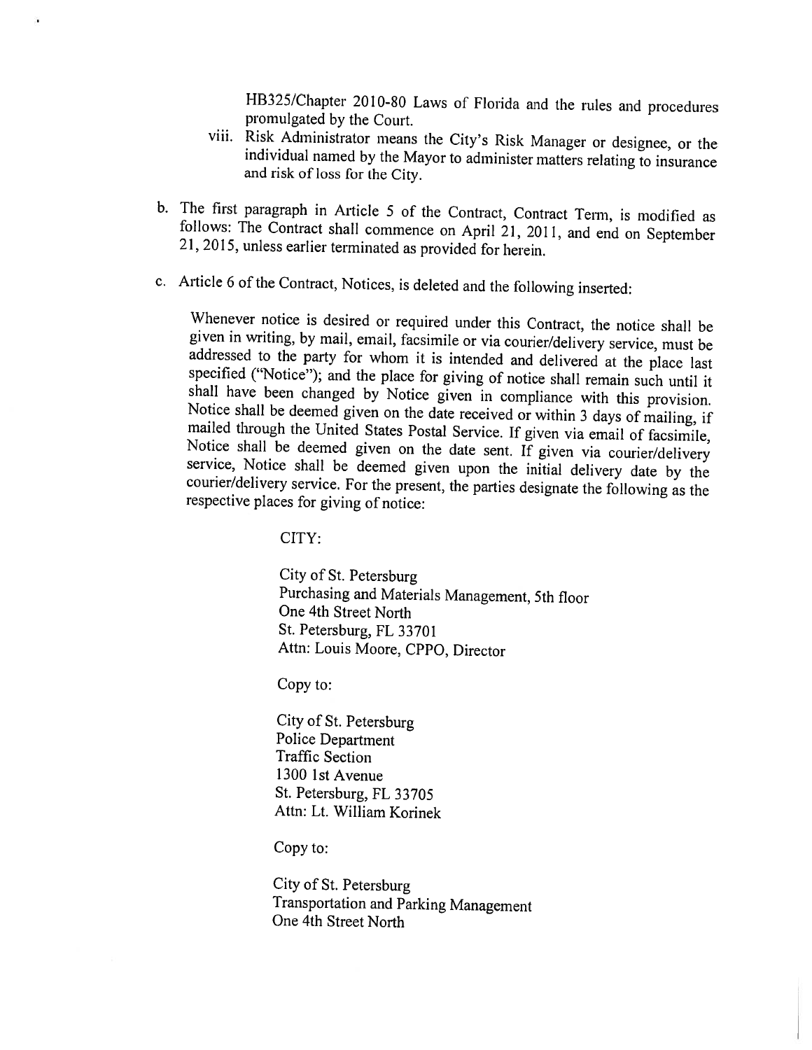HB325/Chapter 2010-80 Laws of Florida and the rules and procedures promulgated by the Court.

viii. Risk Administrator means the City's Risk Manager or designee, or the individual named by the Mayor to administer matters relating to insurance and risk of loss for the City.

b. The first paragraph in Article 5 of the Contract, Contract Term, is modified as follows: The Contract shall commence on April 21, 2011, and end on September 21, 2015, unless earlier terminated as provided for herein.

c. Article 6 of the Contract, Notices, is deleted and the following inserted:

Whenever notice is desired or required under this Contract, the notice shall be given in writing, by mail, email, facsimile or via courier/delivery service, must be addressed to the party for whom it is intended and delivered at the place last specified ("Notice"); and the place for giving of notice shall remain such until it shall have been changed by Notice given in compliance with this provision. Notice shall be deemed given on the date received or within 3 days of mailing, if mailed through the United States Postal Service. If given via email of facsimile, Notice shall be deemed given on the date sent. If given via courier/delivery service, Notice shall be deemed given upon the initial delivery date by the courier/delivery service. For the present, the parties designate the following as the respective places for giving of notice:

CITY:

City of St. Petersburg
Purchasing and Materials Management, 5th floor
One 4th Street North
St. Petersburg, FL 33701
Attn: Louis Moore, CPPO, Director

Copy to:

City of St. Petersburg
Police Department
Traffic Section
1300 1st Avenue
St. Petersburg, FL 33705
Attn: Lt. William Korinek

Copy to:

City of St. Petersburg
Transportation and Parking Management
One 4th Street North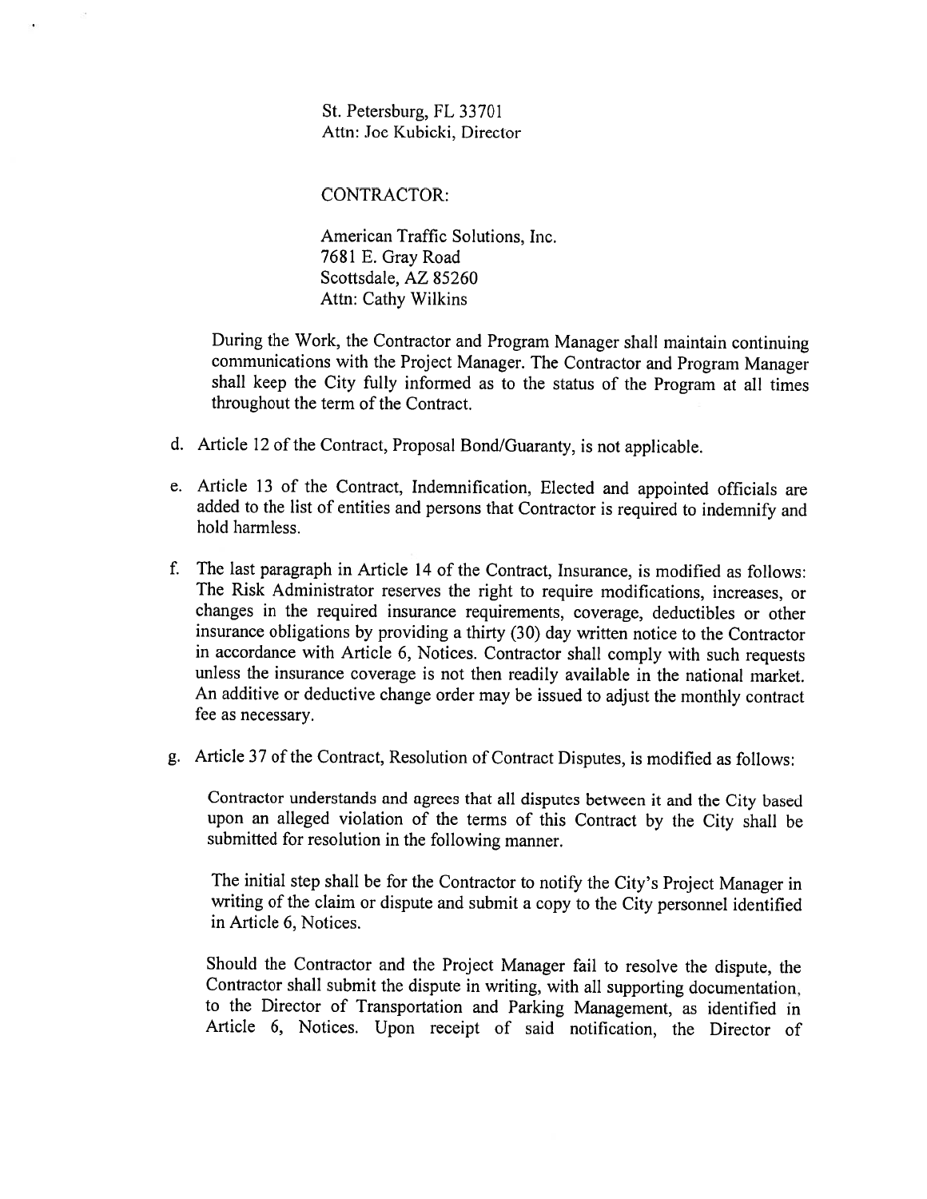St. Petersburg, FL 33701
Attn: Joe Kubicki, Director

CONTRACTOR:

American Traffic Solutions, Inc.
7681 E. Gray Road
Scottsdale, AZ 85260
Attn: Cathy Wilkins

During the Work, the Contractor and Program Manager shall maintain continuing communications with the Project Manager. The Contractor and Program Manager shall keep the City fully informed as to the status of the Program at all times throughout the term of the Contract.

d. Article 12 of the Contract, Proposal Bond/Guaranty, is not applicable.

e. Article 13 of the Contract, Indemnification, Elected and appointed officials are added to the list of entities and persons that Contractor is required to indemnify and hold harmless.

f. The last paragraph in Article 14 of the Contract, Insurance, is modified as follows: The Risk Administrator reserves the right to require modifications, increases, or changes in the required insurance requirements, coverage, deductibles or other insurance obligations by providing a thirty (30) day written notice to the Contractor in accordance with Article 6, Notices. Contractor shall comply with such requests unless the insurance coverage is not then readily available in the national market. An additive or deductive change order may be issued to adjust the monthly contract fee as necessary.

g. Article 37 of the Contract, Resolution of Contract Disputes, is modified as follows:

   Contractor understands and agrees that all disputes between it and the City based upon an alleged violation of the terms of this Contract by the City shall be submitted for resolution in the following manner.

   The initial step shall be for the Contractor to notify the City's Project Manager in writing of the claim or dispute and submit a copy to the City personnel identified in Article 6, Notices.

   Should the Contractor and the Project Manager fail to resolve the dispute, the Contractor shall submit the dispute in writing, with all supporting documentation, to the Director of Transportation and Parking Management, as identified in Article 6, Notices. Upon receipt of said notification, the Director of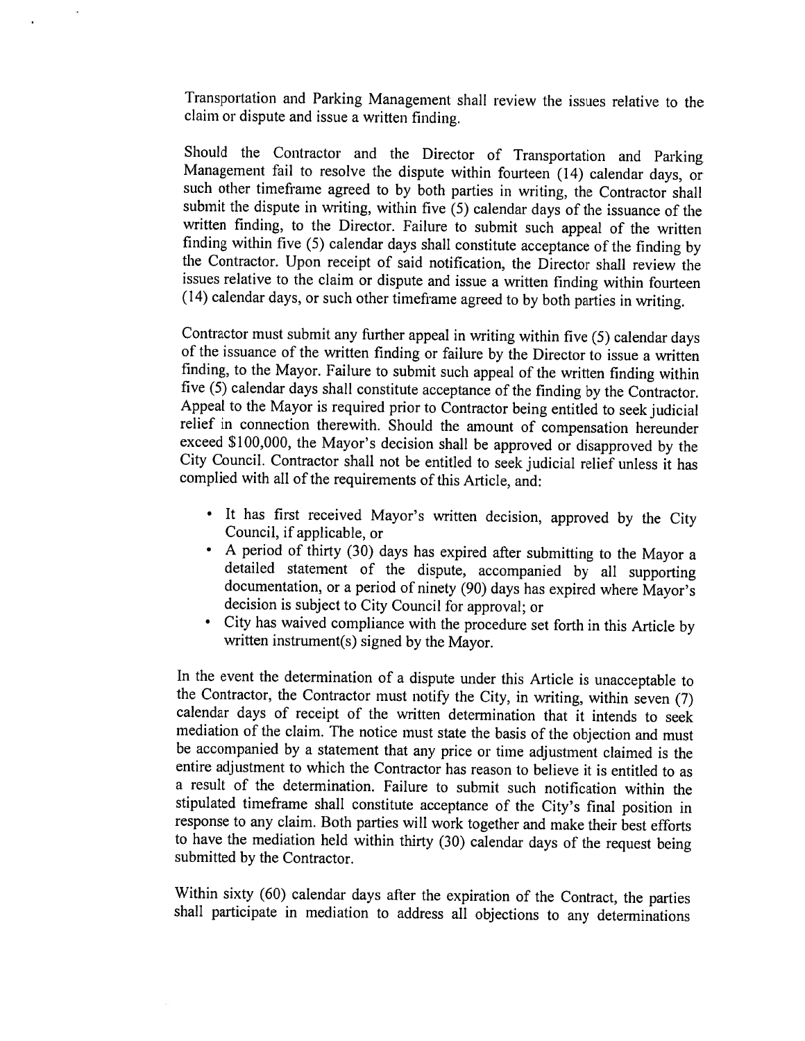Transportation and Parking Management shall review the issues relative to the claim or dispute and issue a written finding.

Should the Contractor and the Director of Transportation and Parking Management fail to resolve the dispute within fourteen (14) calendar days, or such other timeframe agreed to by both parties in writing, the Contractor shall submit the dispute in writing, within five (5) calendar days of the issuance of the written finding, to the Director. Failure to submit such appeal of the written finding within five (5) calendar days shall constitute acceptance of the finding by the Contractor. Upon receipt of said notification, the Director shall review the issues relative to the claim or dispute and issue a written finding within fourteen (14) calendar days, or such other timeframe agreed to by both parties in writing.

Contractor must submit any further appeal in writing within five (5) calendar days of the issuance of the written finding or failure by the Director to issue a written finding, to the Mayor. Failure to submit such appeal of the written finding within five (5) calendar days shall constitute acceptance of the finding by the Contractor. Appeal to the Mayor is required prior to Contractor being entitled to seek judicial relief in connection therewith. Should the amount of compensation hereunder exceed $100,000, the Mayor's decision shall be approved or disapproved by the City Council. Contractor shall not be entitled to seek judicial relief unless it has complied with all of the requirements of this Article, and:

- It has first received Mayor's written decision, approved by the City Council, if applicable, or
- A period of thirty (30) days has expired after submitting to the Mayor a detailed statement of the dispute, accompanied by all supporting documentation, or a period of ninety (90) days has expired where Mayor's decision is subject to City Council for approval; or
- City has waived compliance with the procedure set forth in this Article by written instrument(s) signed by the Mayor.

In the event the determination of a dispute under this Article is unacceptable to the Contractor, the Contractor must notify the City, in writing, within seven (7) calendar days of receipt of the written determination that it intends to seek mediation of the claim. The notice must state the basis of the objection and must be accompanied by a statement that any price or time adjustment claimed is the entire adjustment to which the Contractor has reason to believe it is entitled to as a result of the determination. Failure to submit such notification within the stipulated timeframe shall constitute acceptance of the City's final position in response to any claim. Both parties will work together and make their best efforts to have the mediation held within thirty (30) calendar days of the request being submitted by the Contractor.

Within sixty (60) calendar days after the expiration of the Contract, the parties shall participate in mediation to address all objections to any determinations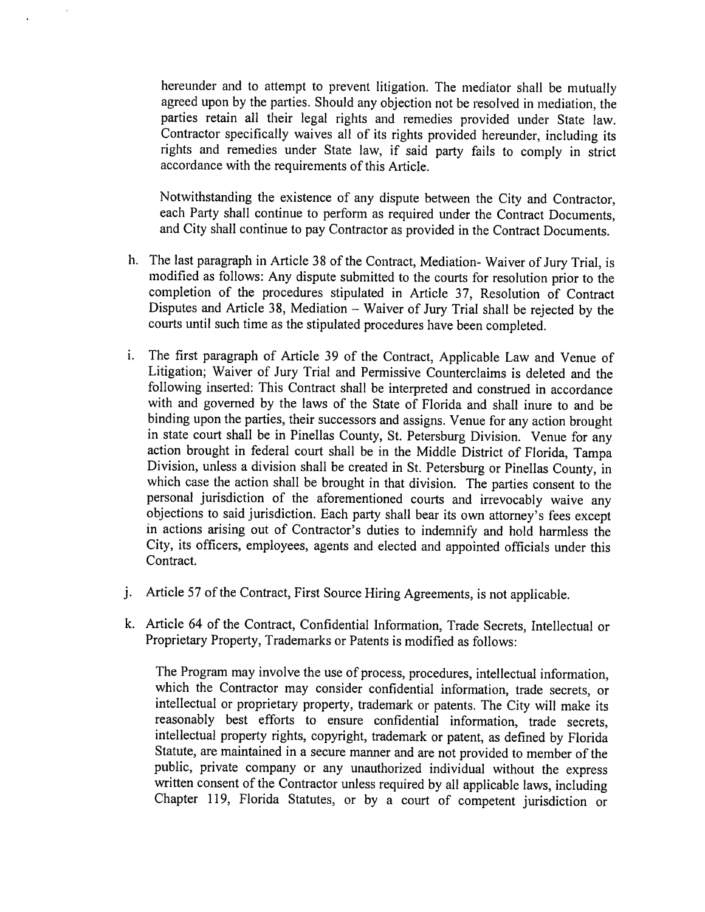hereunder and to attempt to prevent litigation. The mediator shall be mutually agreed upon by the parties. Should any objection not be resolved in mediation, the parties retain all their legal rights and remedies provided under State law. Contractor specifically waives all of its rights provided hereunder, including its rights and remedies under State law, if said party fails to comply in strict accordance with the requirements of this Article.

Notwithstanding the existence of any dispute between the City and Contractor, each Party shall continue to perform as required under the Contract Documents, and City shall continue to pay Contractor as provided in the Contract Documents.

h. The last paragraph in Article 38 of the Contract, Mediation- Waiver of Jury Trial, is modified as follows: Any dispute submitted to the courts for resolution prior to the completion of the procedures stipulated in Article 37, Resolution of Contract Disputes and Article 38, Mediation – Waiver of Jury Trial shall be rejected by the courts until such time as the stipulated procedures have been completed.

i. The first paragraph of Article 39 of the Contract, Applicable Law and Venue of Litigation; Waiver of Jury Trial and Permissive Counterclaims is deleted and the following inserted: This Contract shall be interpreted and construed in accordance with and governed by the laws of the State of Florida and shall inure to and be binding upon the parties, their successors and assigns. Venue for any action brought in state court shall be in Pinellas County, St. Petersburg Division. Venue for any action brought in federal court shall be in the Middle District of Florida, Tampa Division, unless a division shall be created in St. Petersburg or Pinellas County, in which case the action shall be brought in that division. The parties consent to the personal jurisdiction of the aforementioned courts and irrevocably waive any objections to said jurisdiction. Each party shall bear its own attorney's fees except in actions arising out of Contractor's duties to indemnify and hold harmless the City, its officers, employees, agents and elected and appointed officials under this Contract.

j. Article 57 of the Contract, First Source Hiring Agreements, is not applicable.

k. Article 64 of the Contract, Confidential Information, Trade Secrets, Intellectual or Proprietary Property, Trademarks or Patents is modified as follows:

The Program may involve the use of process, procedures, intellectual information, which the Contractor may consider confidential information, trade secrets, or intellectual or proprietary property, trademark or patents. The City will make its reasonably best efforts to ensure confidential information, trade secrets, intellectual property rights, copyright, trademark or patent, as defined by Florida Statute, are maintained in a secure manner and are not provided to member of the public, private company or any unauthorized individual without the express written consent of the Contractor unless required by all applicable laws, including Chapter 119, Florida Statutes, or by a court of competent jurisdiction or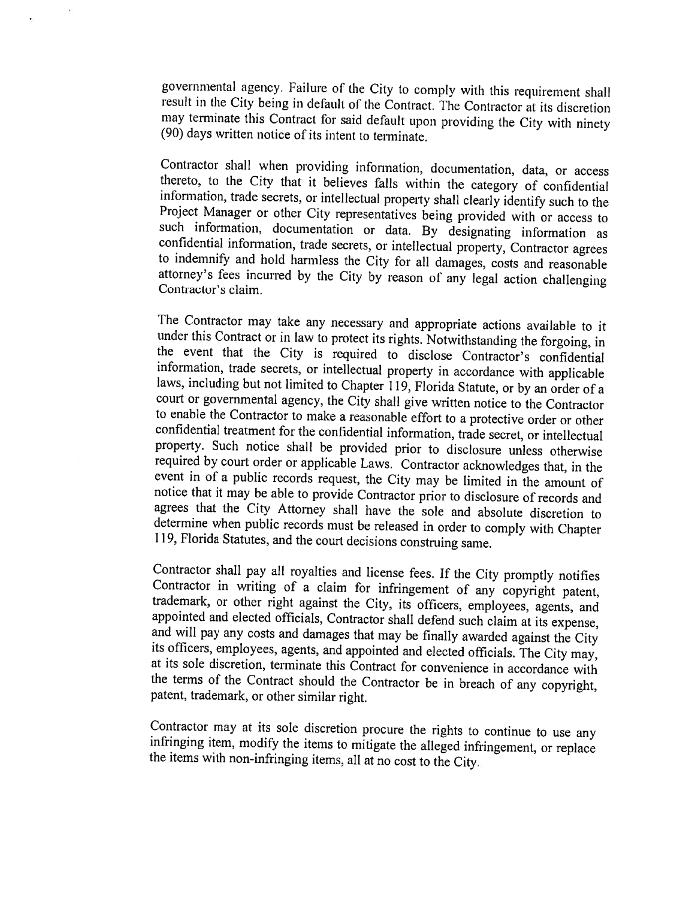governmental agency. Failure of the City to comply with this requirement shall result in the City being in default of the Contract. The Contractor at its discretion may terminate this Contract for said default upon providing the City with ninety (90) days written notice of its intent to terminate.

Contractor shall when providing information, documentation, data, or access thereto, to the City that it believes falls within the category of confidential information, trade secrets, or intellectual property shall clearly identify such to the Project Manager or other City representatives being provided with or access to such information, documentation or data. By designating information as confidential information, trade secrets, or intellectual property, Contractor agrees to indemnify and hold harmless the City for all damages, costs and reasonable attorney's fees incurred by the City by reason of any legal action challenging Contractor's claim.

The Contractor may take any necessary and appropriate actions available to it under this Contract or in law to protect its rights. Notwithstanding the forgoing, in the event that the City is required to disclose Contractor's confidential information, trade secrets, or intellectual property in accordance with applicable laws, including but not limited to Chapter 119, Florida Statute, or by an order of a court or governmental agency, the City shall give written notice to the Contractor to enable the Contractor to make a reasonable effort to a protective order or other confidential treatment for the confidential information, trade secret, or intellectual property. Such notice shall be provided prior to disclosure unless otherwise required by court order or applicable Laws. Contractor acknowledges that, in the event in of a public records request, the City may be limited in the amount of notice that it may be able to provide Contractor prior to disclosure of records and agrees that the City Attorney shall have the sole and absolute discretion to determine when public records must be released in order to comply with Chapter 119, Florida Statutes, and the court decisions construing same.

Contractor shall pay all royalties and license fees. If the City promptly notifies Contractor in writing of a claim for infringement of any copyright patent, trademark, or other right against the City, its officers, employees, agents, and appointed and elected officials, Contractor shall defend such claim at its expense, and will pay any costs and damages that may be finally awarded against the City its officers, employees, agents, and appointed and elected officials. The City may, at its sole discretion, terminate this Contract for convenience in accordance with the terms of the Contract should the Contractor be in breach of any copyright, patent, trademark, or other similar right.

Contractor may at its sole discretion procure the rights to continue to use any infringing item, modify the items to mitigate the alleged infringement, or replace the items with non-infringing items, all at no cost to the City.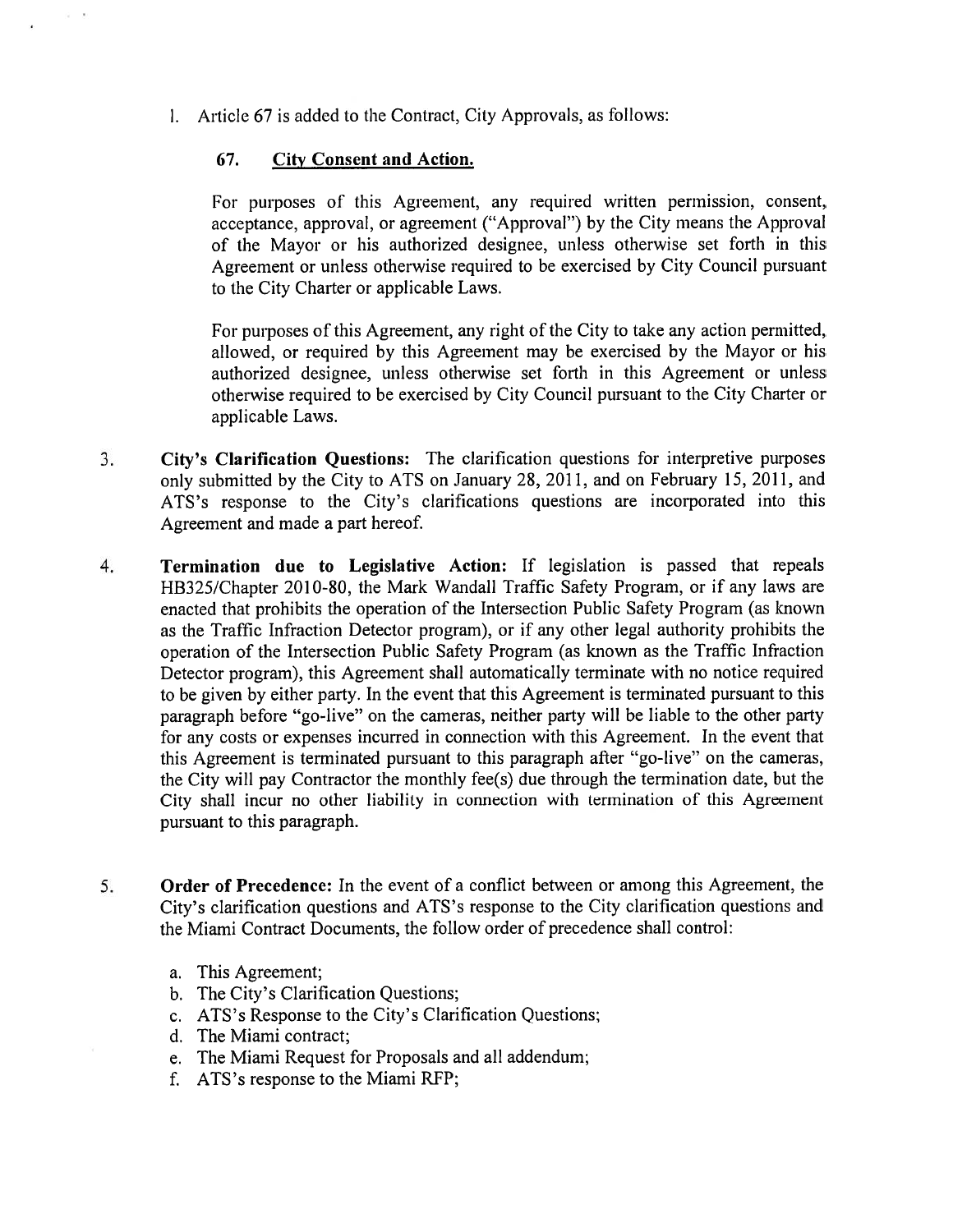l. Article 67 is added to the Contract, City Approvals, as follows:

   **67. <u>City Consent and Action.</u>**

   For purposes of this Agreement, any required written permission, consent, acceptance, approval, or agreement ("Approval") by the City means the Approval of the Mayor or his authorized designee, unless otherwise set forth in this Agreement or unless otherwise required to be exercised by City Council pursuant to the City Charter or applicable Laws.

   For purposes of this Agreement, any right of the City to take any action permitted, allowed, or required by this Agreement may be exercised by the Mayor or his authorized designee, unless otherwise set forth in this Agreement or unless otherwise required to be exercised by City Council pursuant to the City Charter or applicable Laws.

3. **City's Clarification Questions:** The clarification questions for interpretive purposes only submitted by the City to ATS on January 28, 2011, and on February 15, 2011, and ATS's response to the City's clarifications questions are incorporated into this Agreement and made a part hereof.

4. **Termination due to Legislative Action:** If legislation is passed that repeals HB325/Chapter 2010-80, the Mark Wandall Traffic Safety Program, or if any laws are enacted that prohibits the operation of the Intersection Public Safety Program (as known as the Traffic Infraction Detector program), or if any other legal authority prohibits the operation of the Intersection Public Safety Program (as known as the Traffic Infraction Detector program), this Agreement shall automatically terminate with no notice required to be given by either party. In the event that this Agreement is terminated pursuant to this paragraph before "go-live" on the cameras, neither party will be liable to the other party for any costs or expenses incurred in connection with this Agreement. In the event that this Agreement is terminated pursuant to this paragraph after "go-live" on the cameras, the City will pay Contractor the monthly fee(s) due through the termination date, but the City shall incur no other liability in connection with termination of this Agreement pursuant to this paragraph.

5. **Order of Precedence:** In the event of a conflict between or among this Agreement, the City's clarification questions and ATS's response to the City clarification questions and the Miami Contract Documents, the follow order of precedence shall control:

   a. This Agreement;
   b. The City's Clarification Questions;
   c. ATS's Response to the City's Clarification Questions;
   d. The Miami contract;
   e. The Miami Request for Proposals and all addendum;
   f. ATS's response to the Miami RFP;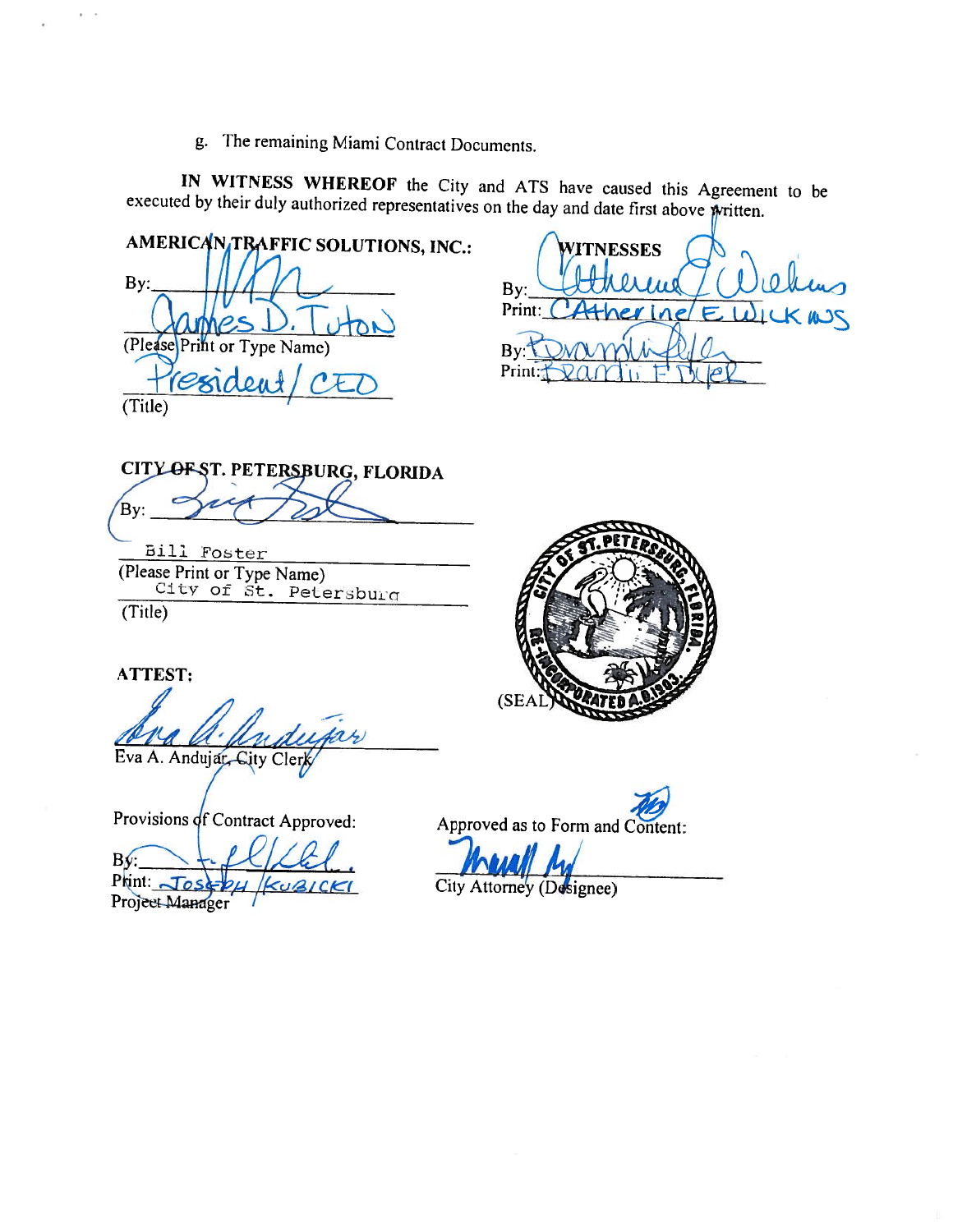g. The remaining Miami Contract Documents.

**IN WITNESS WHEREOF** the City and ATS have caused this Agreement to be executed by their duly authorized representatives on the day and date first above written.

**AMERICAN TRAFFIC SOLUTIONS, INC.:**

By: ______________________

James D. Tuton
(Please Print or Type Name)

President/CEO
(Title)

**WITNESSES**

By: ______________________
Print: Catherine E. Wickins

By: ______________________
Print: Brandi F. Byler

**CITY OF ST. PETERSBURG, FLORIDA**

By: ______________________

Bill Foster
(Please Print or Type Name)
City of St. Petersburg
(Title)

(SEAL)

**ATTEST:**

______________________
Eva A. Andujar, City Clerk

Provisions of Contract Approved:

By: ______________________
Print: Joseph Kubicki
Project Manager

Approved as to Form and Content:

______________________
City Attorney (Designee)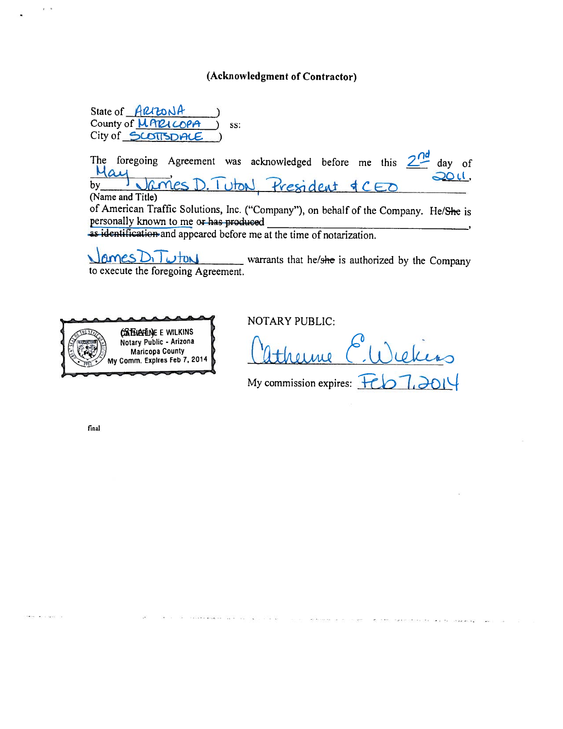## (Acknowledgment of Contractor)

State of ARIZONA )
County of MARICOPA ) ss:
City of SCOTTSDALE )

The foregoing Agreement was acknowledged before me this 2nd day of May, 2011, by James D. Tuton, President & CEO
(Name and Title)
of American Traffic Solutions, Inc. ("Company"), on behalf of the Company. He/~~She~~ is personally known to me ~~or has produced~~ \_\_\_\_\_\_\_\_\_\_\_\_\_\_\_\_\_\_\_\_, ~~as identification~~ and appeared before me at the time of notarization.

James D. Tuton warrants that he/~~she~~ is authorized by the Company to execute the foregoing Agreement.

CATHERINE E WILKINS
Notary Public - Arizona
Maricopa County
My Comm. Expires Feb 7, 2014

NOTARY PUBLIC:

Catherine E. Wilkins

My commission expires: Feb 7, 2014

final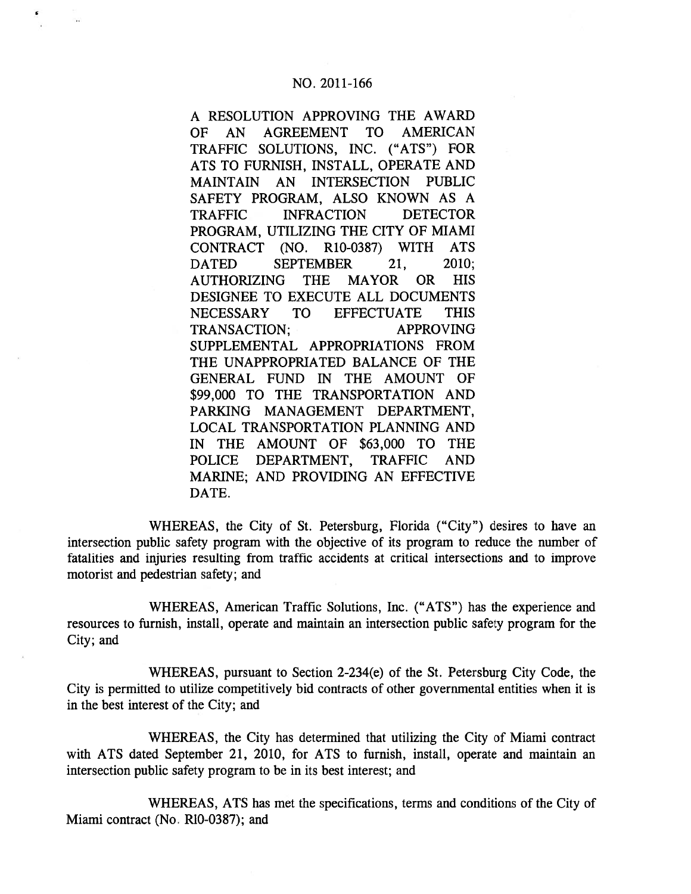NO. 2011-166

A RESOLUTION APPROVING THE AWARD OF AN AGREEMENT TO AMERICAN TRAFFIC SOLUTIONS, INC. ("ATS") FOR ATS TO FURNISH, INSTALL, OPERATE AND MAINTAIN AN INTERSECTION PUBLIC SAFETY PROGRAM, ALSO KNOWN AS A TRAFFIC INFRACTION DETECTOR PROGRAM, UTILIZING THE CITY OF MIAMI CONTRACT (NO. R10-0387) WITH ATS DATED SEPTEMBER 21, 2010; AUTHORIZING THE MAYOR OR HIS DESIGNEE TO EXECUTE ALL DOCUMENTS NECESSARY TO EFFECTUATE THIS TRANSACTION; APPROVING SUPPLEMENTAL APPROPRIATIONS FROM THE UNAPPROPRIATED BALANCE OF THE GENERAL FUND IN THE AMOUNT OF $99,000 TO THE TRANSPORTATION AND PARKING MANAGEMENT DEPARTMENT, LOCAL TRANSPORTATION PLANNING AND IN THE AMOUNT OF $63,000 TO THE POLICE DEPARTMENT, TRAFFIC AND MARINE; AND PROVIDING AN EFFECTIVE DATE.

WHEREAS, the City of St. Petersburg, Florida ("City") desires to have an intersection public safety program with the objective of its program to reduce the number of fatalities and injuries resulting from traffic accidents at critical intersections and to improve motorist and pedestrian safety; and

WHEREAS, American Traffic Solutions, Inc. ("ATS") has the experience and resources to furnish, install, operate and maintain an intersection public safety program for the City; and

WHEREAS, pursuant to Section 2-234(e) of the St. Petersburg City Code, the City is permitted to utilize competitively bid contracts of other governmental entities when it is in the best interest of the City; and

WHEREAS, the City has determined that utilizing the City of Miami contract with ATS dated September 21, 2010, for ATS to furnish, install, operate and maintain an intersection public safety program to be in its best interest; and

WHEREAS, ATS has met the specifications, terms and conditions of the City of Miami contract (No. R10-0387); and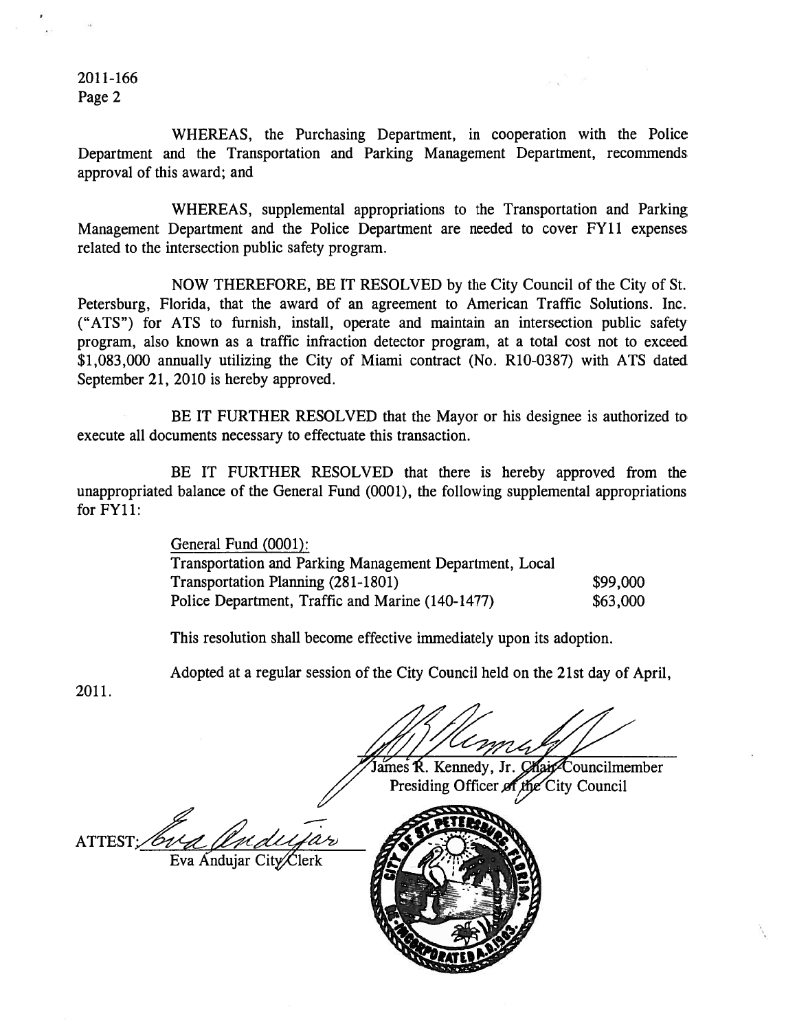2011-166
Page 2

WHEREAS, the Purchasing Department, in cooperation with the Police Department and the Transportation and Parking Management Department, recommends approval of this award; and

WHEREAS, supplemental appropriations to the Transportation and Parking Management Department and the Police Department are needed to cover FY11 expenses related to the intersection public safety program.

NOW THEREFORE, BE IT RESOLVED by the City Council of the City of St. Petersburg, Florida, that the award of an agreement to American Traffic Solutions. Inc. ("ATS") for ATS to furnish, install, operate and maintain an intersection public safety program, also known as a traffic infraction detector program, at a total cost not to exceed $1,083,000 annually utilizing the City of Miami contract (No. R10-0387) with ATS dated September 21, 2010 is hereby approved.

BE IT FURTHER RESOLVED that the Mayor or his designee is authorized to execute all documents necessary to effectuate this transaction.

BE IT FURTHER RESOLVED that there is hereby approved from the unappropriated balance of the General Fund (0001), the following supplemental appropriations for FY11:

| | |
|---|---|
| General Fund (0001): | |
| Transportation and Parking Management Department, Local Transportation Planning (281-1801) | $99,000 |
| Police Department, Traffic and Marine (140-1477) | $63,000 |

This resolution shall become effective immediately upon its adoption.

Adopted at a regular session of the City Council held on the 21st day of April, 2011.

James R. Kennedy, Jr. Chair-Councilmember
Presiding Officer of the City Council

ATTEST: Eva Andujar City Clerk